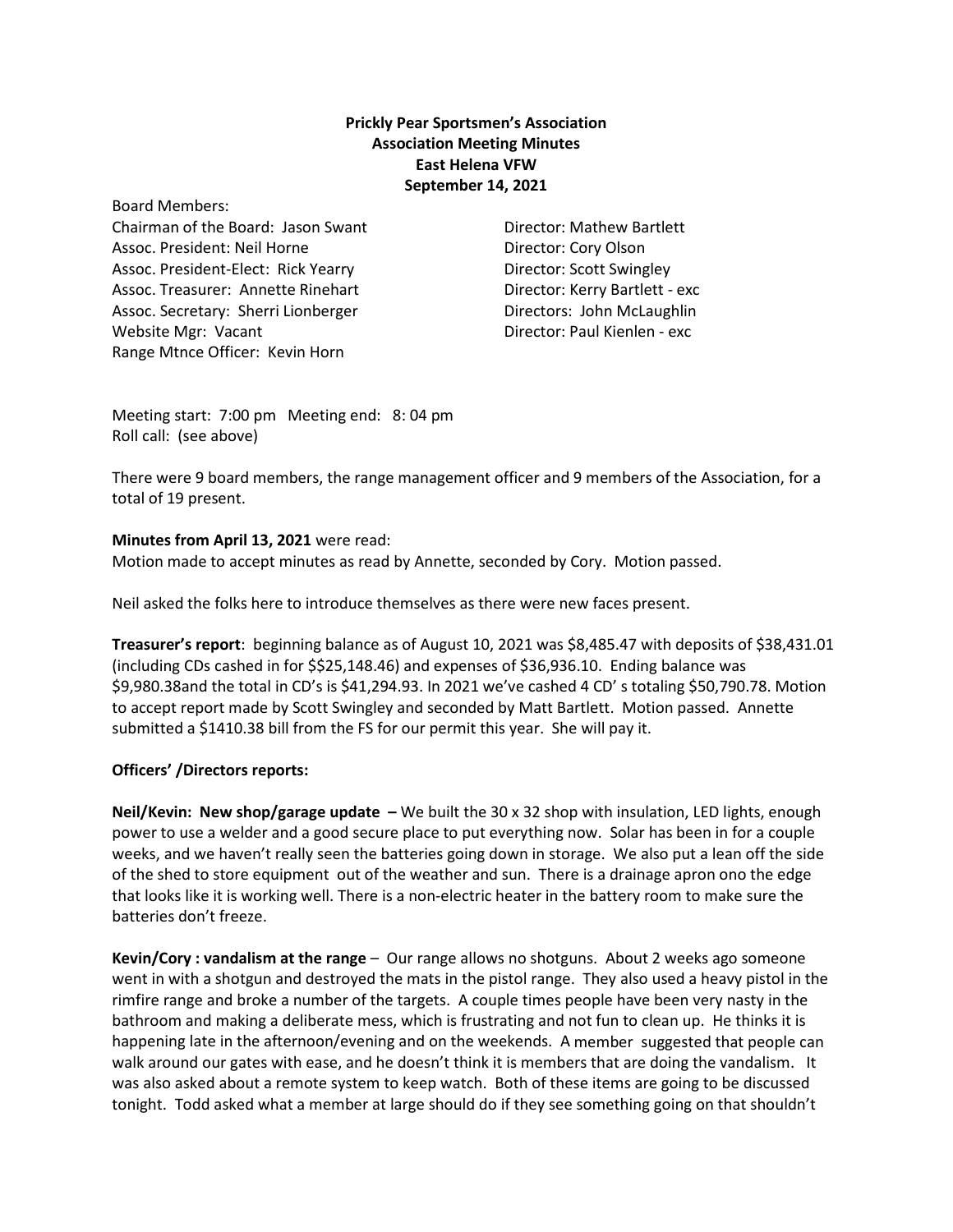**Prickly Pear Sportsmen's Association**
**Association Meeting Minutes**
**East Helena VFW**
**September 14, 2021**

Board Members:
Chairman of the Board: Jason Swant
Assoc. President: Neil Horne
Assoc. President-Elect: Rick Yearry
Assoc. Treasurer: Annette Rinehart
Assoc. Secretary: Sherri Lionberger
Website Mgr: Vacant
Range Mtnce Officer: Kevin Horn

Director: Mathew Bartlett
Director: Cory Olson
Director: Scott Swingley
Director: Kerry Bartlett - exc
Directors: John McLaughlin
Director: Paul Kienlen - exc

Meeting start: 7:00 pm Meeting end: 8: 04 pm
Roll call: (see above)

There were 9 board members, the range management officer and 9 members of the Association, for a total of 19 present.

**Minutes from April 13, 2021** were read:
Motion made to accept minutes as read by Annette, seconded by Cory. Motion passed.

Neil asked the folks here to introduce themselves as there were new faces present.

**Treasurer's report**: beginning balance as of August 10, 2021 was $8,485.47 with deposits of $38,431.01 (including CDs cashed in for $$25,148.46) and expenses of $36,936.10. Ending balance was $9,980.38and the total in CD's is $41,294.93. In 2021 we've cashed 4 CD' s totaling $50,790.78. Motion to accept report made by Scott Swingley and seconded by Matt Bartlett. Motion passed. Annette submitted a $1410.38 bill from the FS for our permit this year. She will pay it.

**Officers' /Directors reports:**

**Neil/Kevin: New shop/garage update –** We built the 30 x 32 shop with insulation, LED lights, enough power to use a welder and a good secure place to put everything now. Solar has been in for a couple weeks, and we haven't really seen the batteries going down in storage. We also put a lean off the side of the shed to store equipment out of the weather and sun. There is a drainage apron ono the edge that looks like it is working well. There is a non-electric heater in the battery room to make sure the batteries don't freeze.

**Kevin/Cory : vandalism at the range** – Our range allows no shotguns. About 2 weeks ago someone went in with a shotgun and destroyed the mats in the pistol range. They also used a heavy pistol in the rimfire range and broke a number of the targets. A couple times people have been very nasty in the bathroom and making a deliberate mess, which is frustrating and not fun to clean up. He thinks it is happening late in the afternoon/evening and on the weekends. A member suggested that people can walk around our gates with ease, and he doesn't think it is members that are doing the vandalism. It was also asked about a remote system to keep watch. Both of these items are going to be discussed tonight. Todd asked what a member at large should do if they see something going on that shouldn't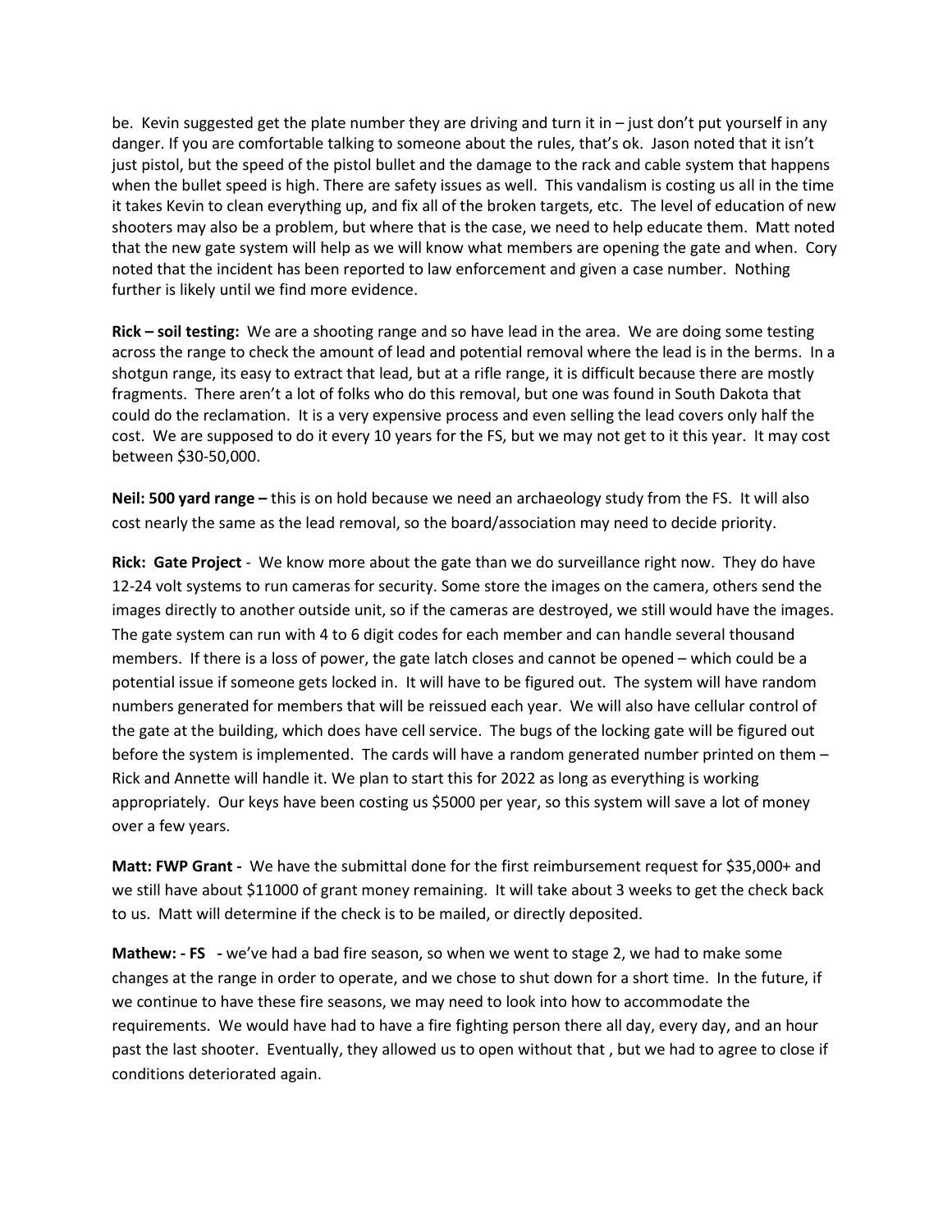be. Kevin suggested get the plate number they are driving and turn it in – just don't put yourself in any danger. If you are comfortable talking to someone about the rules, that's ok. Jason noted that it isn't just pistol, but the speed of the pistol bullet and the damage to the rack and cable system that happens when the bullet speed is high. There are safety issues as well. This vandalism is costing us all in the time it takes Kevin to clean everything up, and fix all of the broken targets, etc. The level of education of new shooters may also be a problem, but where that is the case, we need to help educate them. Matt noted that the new gate system will help as we will know what members are opening the gate and when. Cory noted that the incident has been reported to law enforcement and given a case number. Nothing further is likely until we find more evidence.

**Rick – soil testing:** We are a shooting range and so have lead in the area. We are doing some testing across the range to check the amount of lead and potential removal where the lead is in the berms. In a shotgun range, its easy to extract that lead, but at a rifle range, it is difficult because there are mostly fragments. There aren't a lot of folks who do this removal, but one was found in South Dakota that could do the reclamation. It is a very expensive process and even selling the lead covers only half the cost. We are supposed to do it every 10 years for the FS, but we may not get to it this year. It may cost between $30-50,000.

**Neil: 500 yard range –** this is on hold because we need an archaeology study from the FS. It will also cost nearly the same as the lead removal, so the board/association may need to decide priority.

**Rick: Gate Project** - We know more about the gate than we do surveillance right now. They do have 12-24 volt systems to run cameras for security. Some store the images on the camera, others send the images directly to another outside unit, so if the cameras are destroyed, we still would have the images. The gate system can run with 4 to 6 digit codes for each member and can handle several thousand members. If there is a loss of power, the gate latch closes and cannot be opened – which could be a potential issue if someone gets locked in. It will have to be figured out. The system will have random numbers generated for members that will be reissued each year. We will also have cellular control of the gate at the building, which does have cell service. The bugs of the locking gate will be figured out before the system is implemented. The cards will have a random generated number printed on them – Rick and Annette will handle it. We plan to start this for 2022 as long as everything is working appropriately. Our keys have been costing us $5000 per year, so this system will save a lot of money over a few years.

**Matt: FWP Grant -** We have the submittal done for the first reimbursement request for $35,000+ and we still have about $11000 of grant money remaining. It will take about 3 weeks to get the check back to us. Matt will determine if the check is to be mailed, or directly deposited.

**Mathew: - FS -** we've had a bad fire season, so when we went to stage 2, we had to make some changes at the range in order to operate, and we chose to shut down for a short time. In the future, if we continue to have these fire seasons, we may need to look into how to accommodate the requirements. We would have had to have a fire fighting person there all day, every day, and an hour past the last shooter. Eventually, they allowed us to open without that , but we had to agree to close if conditions deteriorated again.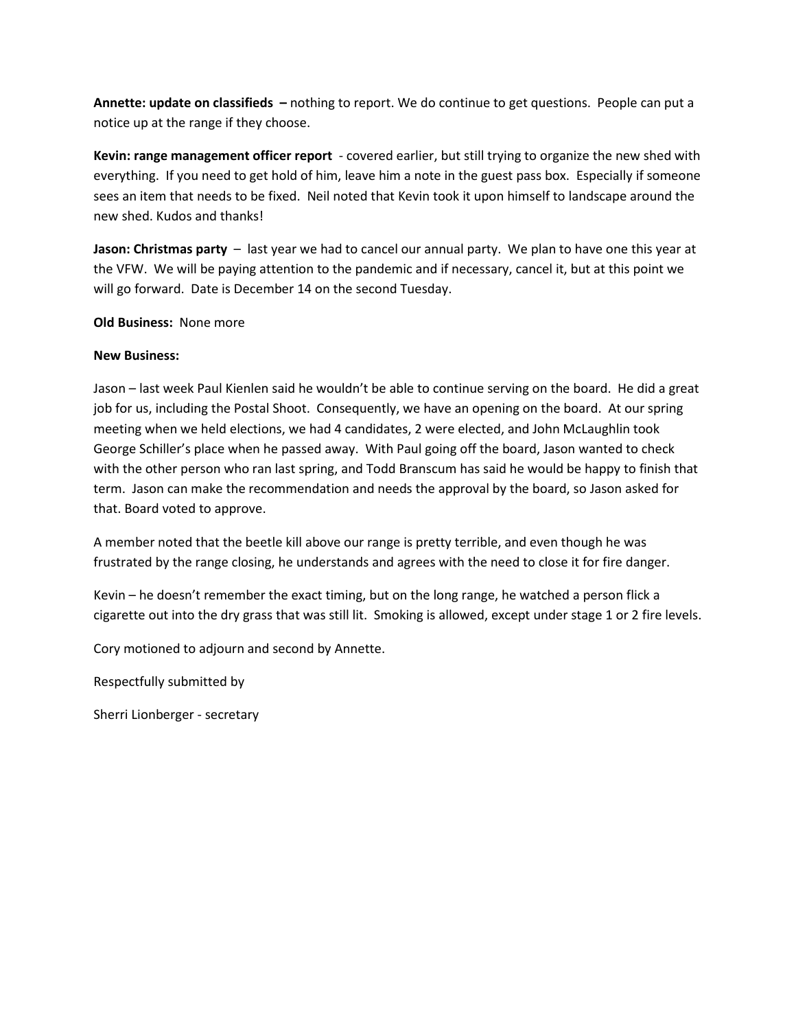**Annette: update on classifieds –** nothing to report. We do continue to get questions. People can put a notice up at the range if they choose.

**Kevin: range management officer report** - covered earlier, but still trying to organize the new shed with everything. If you need to get hold of him, leave him a note in the guest pass box. Especially if someone sees an item that needs to be fixed. Neil noted that Kevin took it upon himself to landscape around the new shed. Kudos and thanks!

**Jason: Christmas party** – last year we had to cancel our annual party. We plan to have one this year at the VFW. We will be paying attention to the pandemic and if necessary, cancel it, but at this point we will go forward. Date is December 14 on the second Tuesday.

**Old Business:** None more

**New Business:**

Jason – last week Paul Kienlen said he wouldn't be able to continue serving on the board. He did a great job for us, including the Postal Shoot. Consequently, we have an opening on the board. At our spring meeting when we held elections, we had 4 candidates, 2 were elected, and John McLaughlin took George Schiller's place when he passed away. With Paul going off the board, Jason wanted to check with the other person who ran last spring, and Todd Branscum has said he would be happy to finish that term. Jason can make the recommendation and needs the approval by the board, so Jason asked for that. Board voted to approve.

A member noted that the beetle kill above our range is pretty terrible, and even though he was frustrated by the range closing, he understands and agrees with the need to close it for fire danger.

Kevin – he doesn't remember the exact timing, but on the long range, he watched a person flick a cigarette out into the dry grass that was still lit. Smoking is allowed, except under stage 1 or 2 fire levels.

Cory motioned to adjourn and second by Annette.

Respectfully submitted by

Sherri Lionberger - secretary